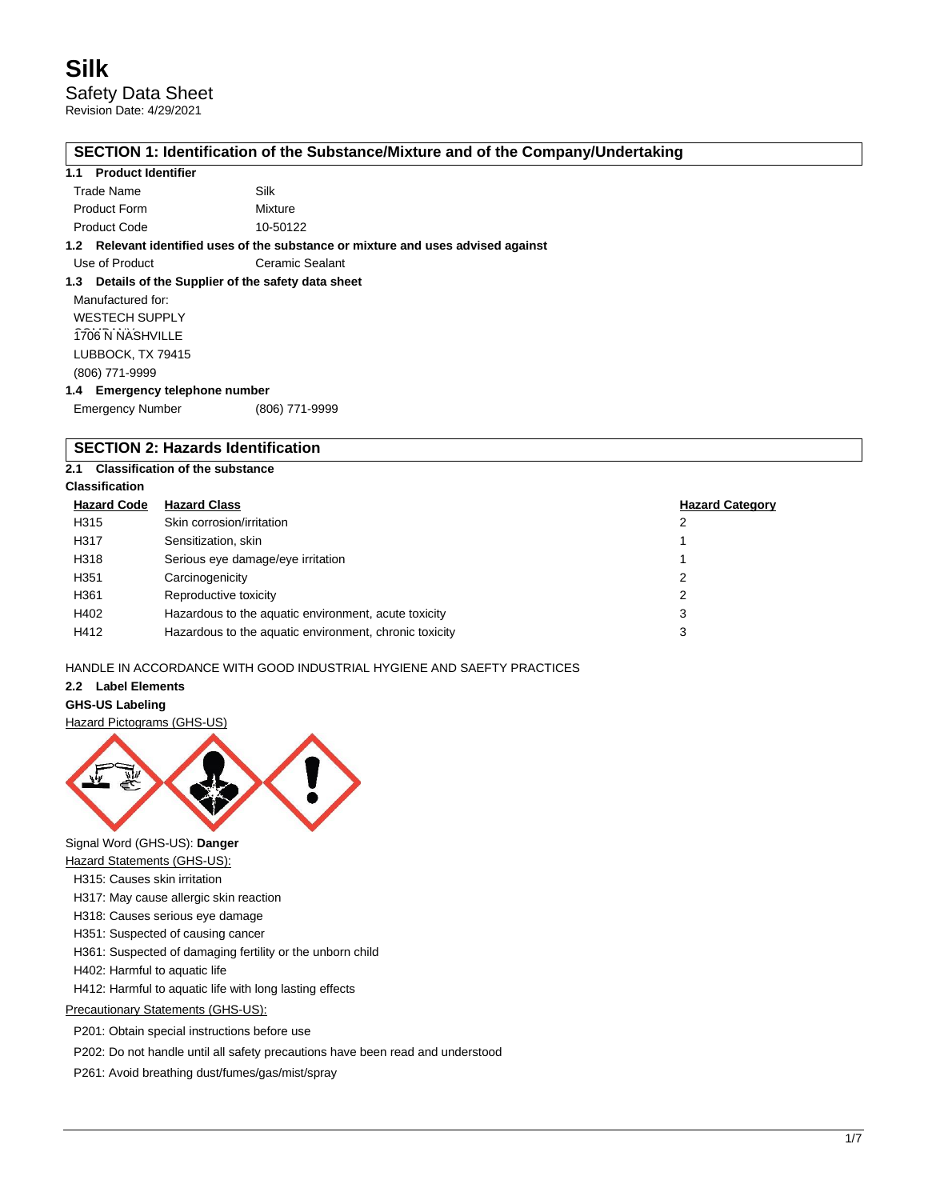# Silk

Safety Data Sheet

Revision Date: 4/29/2021

## SECTION 1: Identification of the Substance/Mixture and of the Company/Undertaking

### 1.1 Product Identifier

| | |
|---|---|
| Trade Name | Silk |
| Product Form | Mixture |
| Product Code | 10-50122 |

### 1.2 Relevant identified uses of the substance or mixture and uses advised against

| | |
|---|---|
| Use of Product | Ceramic Sealant |

### 1.3 Details of the Supplier of the safety data sheet

Manufactured for:

WESTECH SUPPLY COMPANY

1706 N NASHVILLE

LUBBOCK, TX 79415

(806) 771-9999

### 1.4 Emergency telephone number

| | |
|---|---|
| Emergency Number | (806) 771-9999 |

## SECTION 2: Hazards Identification

### 2.1 Classification of the substance

**Classification**

| Hazard Code | Hazard Class | Hazard Category |
|---|---|---|
| H315 | Skin corrosion/irritation | 2 |
| H317 | Sensitization, skin | 1 |
| H318 | Serious eye damage/eye irritation | 1 |
| H351 | Carcinogenicity | 2 |
| H361 | Reproductive toxicity | 2 |
| H402 | Hazardous to the aquatic environment, acute toxicity | 3 |
| H412 | Hazardous to the aquatic environment, chronic toxicity | 3 |

HANDLE IN ACCORDANCE WITH GOOD INDUSTRIAL HYGIENE AND SAEFTY PRACTICES

### 2.2 Label Elements

**GHS-US Labeling**

Hazard Pictograms (GHS-US)

Signal Word (GHS-US): **Danger**

Hazard Statements (GHS-US):

- H315: Causes skin irritation
- H317: May cause allergic skin reaction
- H318: Causes serious eye damage
- H351: Suspected of causing cancer
- H361: Suspected of damaging fertility or the unborn child
- H402: Harmful to aquatic life
- H412: Harmful to aquatic life with long lasting effects

Precautionary Statements (GHS-US):

- P201: Obtain special instructions before use
- P202: Do not handle until all safety precautions have been read and understood
- P261: Avoid breathing dust/fumes/gas/mist/spray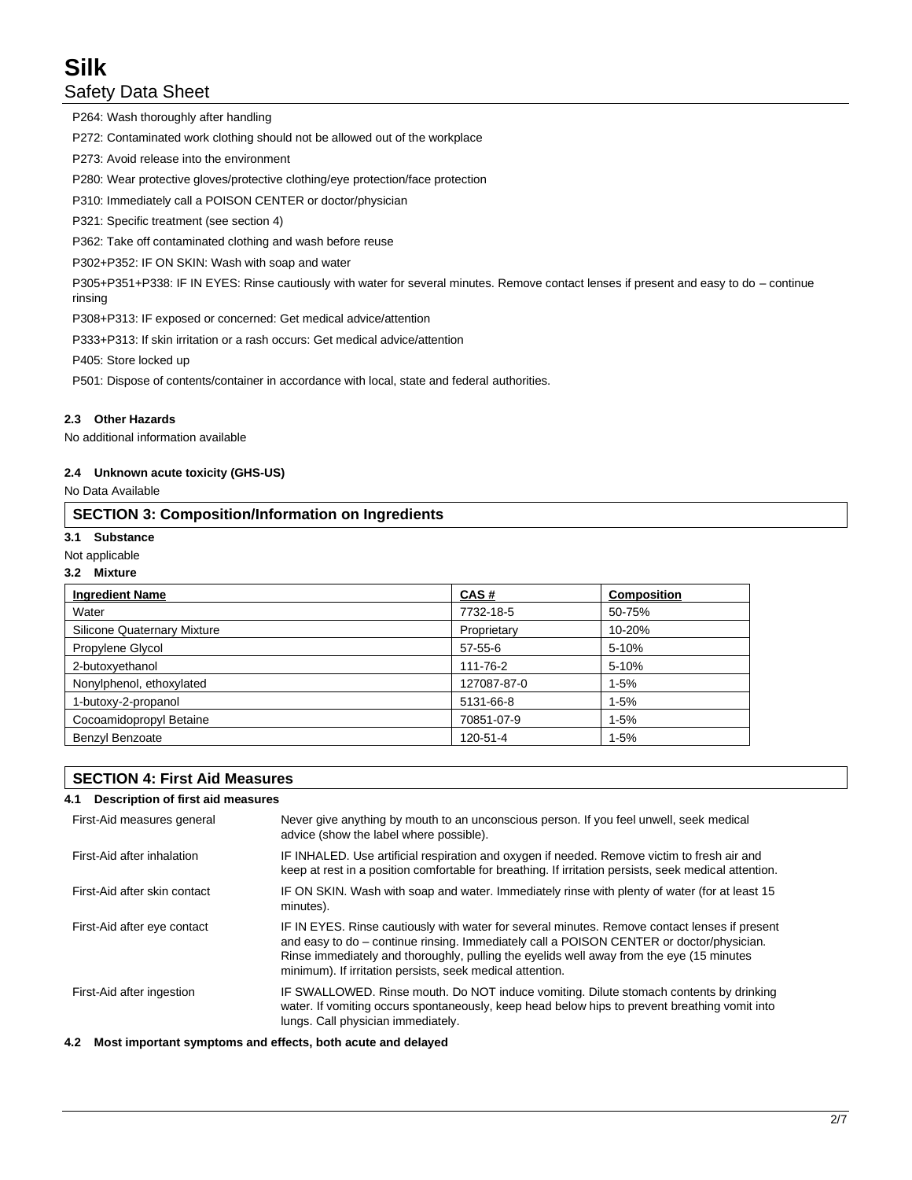P264: Wash thoroughly after handling

P272: Contaminated work clothing should not be allowed out of the workplace

P273: Avoid release into the environment

P280: Wear protective gloves/protective clothing/eye protection/face protection

P310: Immediately call a POISON CENTER or doctor/physician

P321: Specific treatment (see section 4)

P362: Take off contaminated clothing and wash before reuse

P302+P352: IF ON SKIN: Wash with soap and water

P305+P351+P338: IF IN EYES: Rinse cautiously with water for several minutes. Remove contact lenses if present and easy to do – continue rinsing

P308+P313: IF exposed or concerned: Get medical advice/attention

P333+P313: If skin irritation or a rash occurs: Get medical advice/attention

P405: Store locked up

P501: Dispose of contents/container in accordance with local, state and federal authorities.

### 2.3 Other Hazards

No additional information available

### 2.4 Unknown acute toxicity (GHS-US)

No Data Available

## SECTION 3: Composition/Information on Ingredients

### 3.1 Substance

Not applicable

### 3.2 Mixture

| Ingredient Name | CAS # | Composition |
|---|---|---|
| Water | 7732-18-5 | 50-75% |
| Silicone Quaternary Mixture | Proprietary | 10-20% |
| Propylene Glycol | 57-55-6 | 5-10% |
| 2-butoxyethanol | 111-76-2 | 5-10% |
| Nonylphenol, ethoxylated | 127087-87-0 | 1-5% |
| 1-butoxy-2-propanol | 5131-66-8 | 1-5% |
| Cocoamidopropyl Betaine | 70851-07-9 | 1-5% |
| Benzyl Benzoate | 120-51-4 | 1-5% |

## SECTION 4: First Aid Measures

### 4.1 Description of first aid measures

| | |
|---|---|
| First-Aid measures general | Never give anything by mouth to an unconscious person. If you feel unwell, seek medical advice (show the label where possible). |
| First-Aid after inhalation | IF INHALED. Use artificial respiration and oxygen if needed. Remove victim to fresh air and keep at rest in a position comfortable for breathing. If irritation persists, seek medical attention. |
| First-Aid after skin contact | IF ON SKIN. Wash with soap and water. Immediately rinse with plenty of water (for at least 15 minutes). |
| First-Aid after eye contact | IF IN EYES. Rinse cautiously with water for several minutes. Remove contact lenses if present and easy to do – continue rinsing. Immediately call a POISON CENTER or doctor/physician. Rinse immediately and thoroughly, pulling the eyelids well away from the eye (15 minutes minimum). If irritation persists, seek medical attention. |
| First-Aid after ingestion | IF SWALLOWED. Rinse mouth. Do NOT induce vomiting. Dilute stomach contents by drinking water. If vomiting occurs spontaneously, keep head below hips to prevent breathing vomit into lungs. Call physician immediately. |

### 4.2 Most important symptoms and effects, both acute and delayed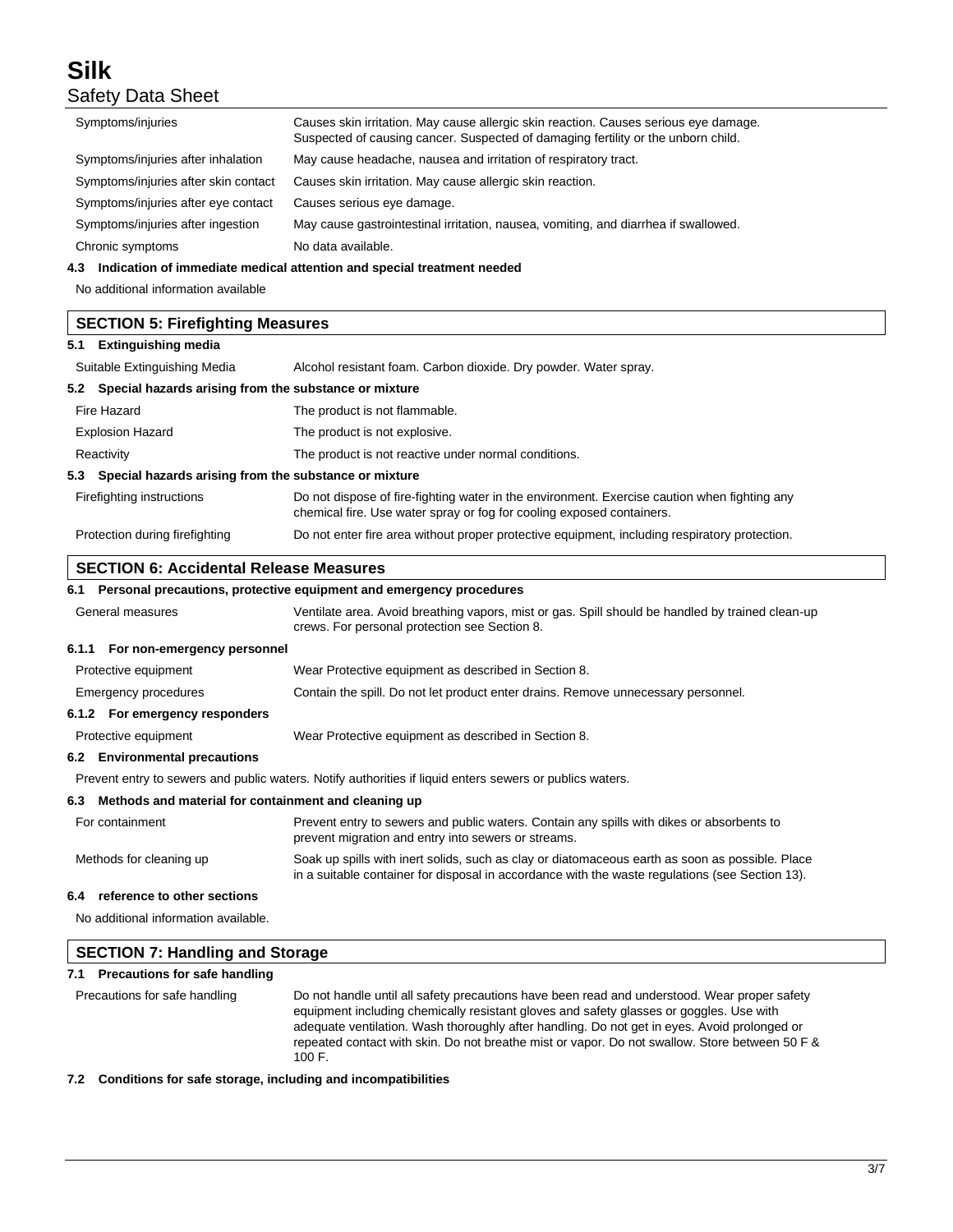| | |
|---|---|
| Symptoms/injuries | Causes skin irritation. May cause allergic skin reaction. Causes serious eye damage. Suspected of causing cancer. Suspected of damaging fertility or the unborn child. |
| Symptoms/injuries after inhalation | May cause headache, nausea and irritation of respiratory tract. |
| Symptoms/injuries after skin contact | Causes skin irritation. May cause allergic skin reaction. |
| Symptoms/injuries after eye contact | Causes serious eye damage. |
| Symptoms/injuries after ingestion | May cause gastrointestinal irritation, nausea, vomiting, and diarrhea if swallowed. |
| Chronic symptoms | No data available. |

**4.3 Indication of immediate medical attention and special treatment needed**

No additional information available

## SECTION 5: Firefighting Measures

**5.1 Extinguishing media**

| | |
|---|---|
| Suitable Extinguishing Media | Alcohol resistant foam. Carbon dioxide. Dry powder. Water spray. |

**5.2 Special hazards arising from the substance or mixture**

| | |
|---|---|
| Fire Hazard | The product is not flammable. |
| Explosion Hazard | The product is not explosive. |
| Reactivity | The product is not reactive under normal conditions. |

**5.3 Special hazards arising from the substance or mixture**

| | |
|---|---|
| Firefighting instructions | Do not dispose of fire-fighting water in the environment. Exercise caution when fighting any chemical fire. Use water spray or fog for cooling exposed containers. |
| Protection during firefighting | Do not enter fire area without proper protective equipment, including respiratory protection. |

## SECTION 6: Accidental Release Measures

**6.1 Personal precautions, protective equipment and emergency procedures**

| | |
|---|---|
| General measures | Ventilate area. Avoid breathing vapors, mist or gas. Spill should be handled by trained clean-up crews. For personal protection see Section 8. |

**6.1.1 For non-emergency personnel**

| | |
|---|---|
| Protective equipment | Wear Protective equipment as described in Section 8. |
| Emergency procedures | Contain the spill. Do not let product enter drains. Remove unnecessary personnel. |

**6.1.2 For emergency responders**

| | |
|---|---|
| Protective equipment | Wear Protective equipment as described in Section 8. |

**6.2 Environmental precautions**

Prevent entry to sewers and public waters. Notify authorities if liquid enters sewers or publics waters.

**6.3 Methods and material for containment and cleaning up**

| | |
|---|---|
| For containment | Prevent entry to sewers and public waters. Contain any spills with dikes or absorbents to prevent migration and entry into sewers or streams. |
| Methods for cleaning up | Soak up spills with inert solids, such as clay or diatomaceous earth as soon as possible. Place in a suitable container for disposal in accordance with the waste regulations (see Section 13). |

**6.4 reference to other sections**

No additional information available.

## SECTION 7: Handling and Storage

**7.1 Precautions for safe handling**

| | |
|---|---|
| Precautions for safe handling | Do not handle until all safety precautions have been read and understood. Wear proper safety equipment including chemically resistant gloves and safety glasses or goggles. Use with adequate ventilation. Wash thoroughly after handling. Do not get in eyes. Avoid prolonged or repeated contact with skin. Do not breathe mist or vapor. Do not swallow. Store between 50 F & 100 F. |

**7.2 Conditions for safe storage, including and incompatibilities**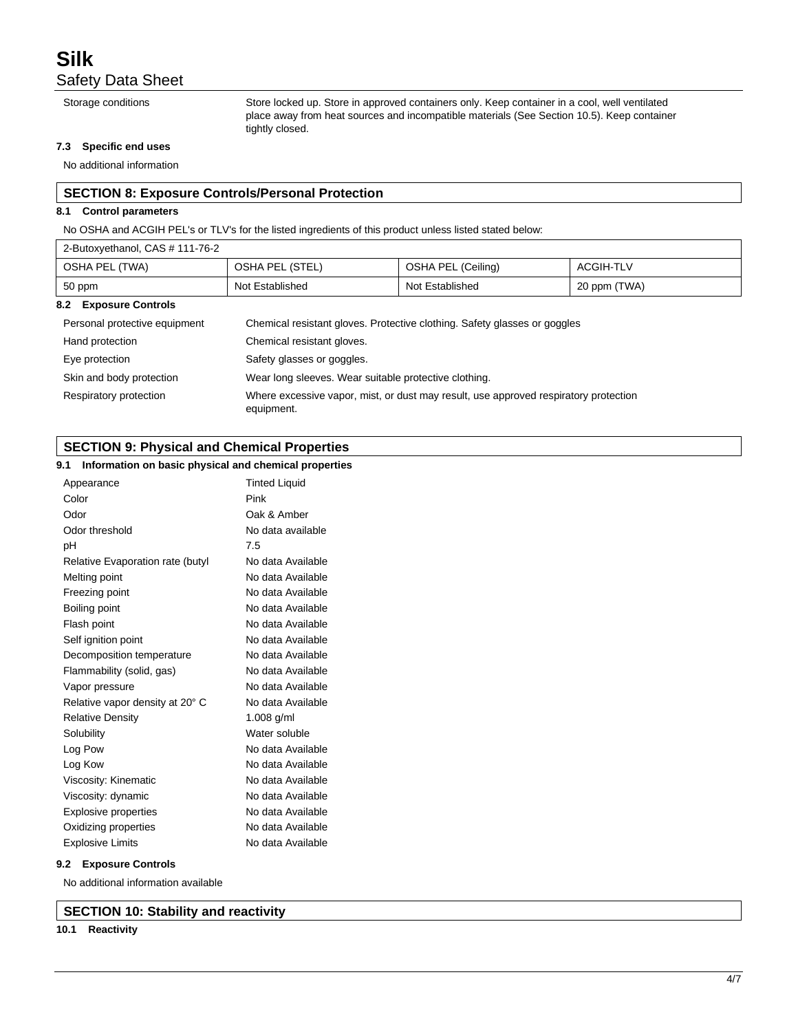| | |
|---|---|
| Storage conditions | Store locked up. Store in approved containers only. Keep container in a cool, well ventilated place away from heat sources and incompatible materials (See Section 10.5). Keep container tightly closed. |

### 7.3 Specific end uses

No additional information

## SECTION 8: Exposure Controls/Personal Protection

### 8.1 Control parameters

No OSHA and ACGIH PEL's or TLV's for the listed ingredients of this product unless listed stated below:

| 2-Butoxyethanol, CAS # 111-76-2 | | | |
|---|---|---|---|
| OSHA PEL (TWA) | OSHA PEL (STEL) | OSHA PEL (Ceiling) | ACGIH-TLV |
| 50 ppm | Not Established | Not Established | 20 ppm (TWA) |

### 8.2 Exposure Controls

| | |
|---|---|
| Personal protective equipment | Chemical resistant gloves. Protective clothing. Safety glasses or goggles |
| Hand protection | Chemical resistant gloves. |
| Eye protection | Safety glasses or goggles. |
| Skin and body protection | Wear long sleeves. Wear suitable protective clothing. |
| Respiratory protection | Where excessive vapor, mist, or dust may result, use approved respiratory protection equipment. |

## SECTION 9: Physical and Chemical Properties

### 9.1 Information on basic physical and chemical properties

| | |
|---|---|
| Appearance | Tinted Liquid |
| Color | Pink |
| Odor | Oak & Amber |
| Odor threshold | No data available |
| pH | 7.5 |
| Relative Evaporation rate (butyl | No data Available |
| Melting point | No data Available |
| Freezing point | No data Available |
| Boiling point | No data Available |
| Flash point | No data Available |
| Self ignition point | No data Available |
| Decomposition temperature | No data Available |
| Flammability (solid, gas) | No data Available |
| Vapor pressure | No data Available |
| Relative vapor density at 20° C | No data Available |
| Relative Density | 1.008 g/ml |
| Solubility | Water soluble |
| Log Pow | No data Available |
| Log Kow | No data Available |
| Viscosity: Kinematic | No data Available |
| Viscosity: dynamic | No data Available |
| Explosive properties | No data Available |
| Oxidizing properties | No data Available |
| Explosive Limits | No data Available |

### 9.2 Exposure Controls

No additional information available

## SECTION 10: Stability and reactivity

### 10.1 Reactivity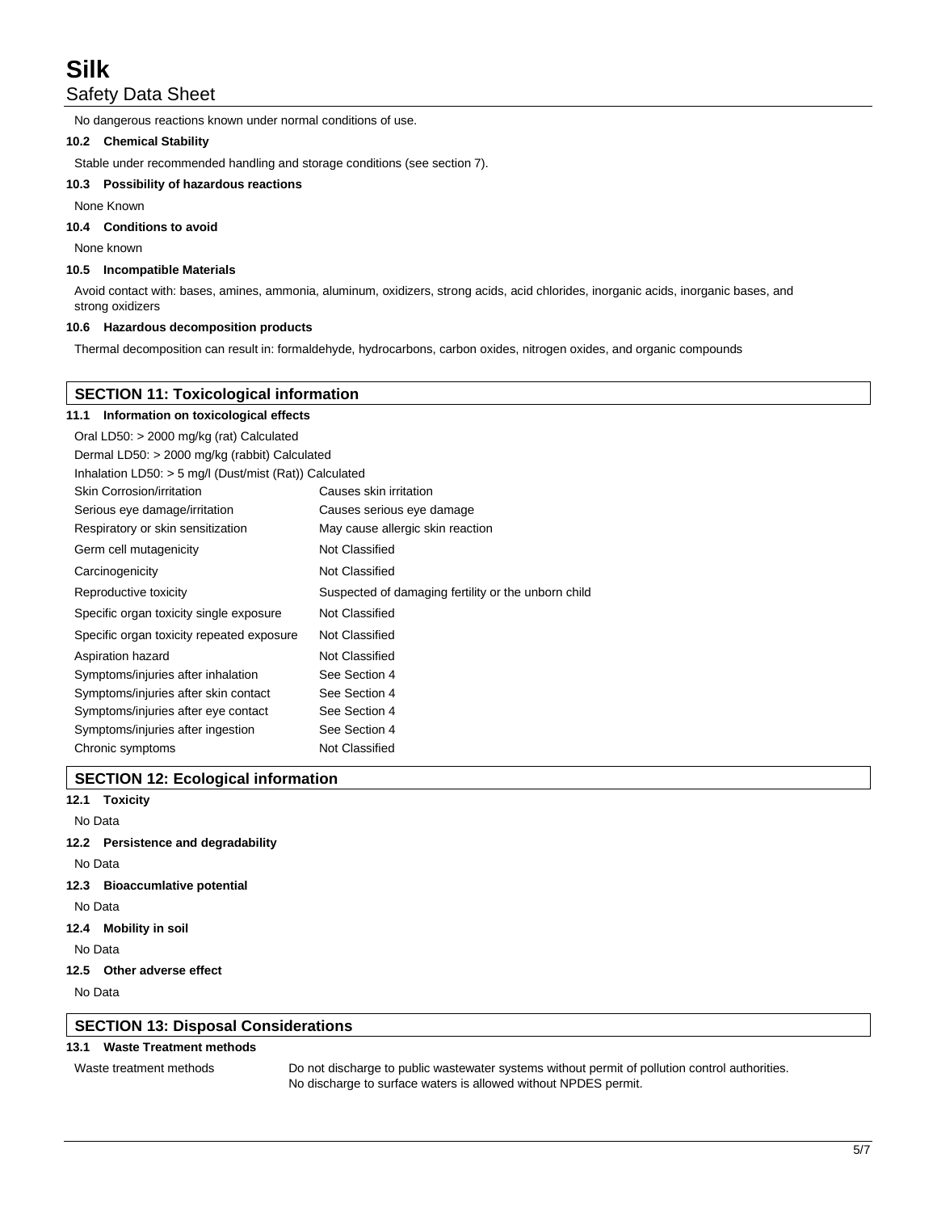No dangerous reactions known under normal conditions of use.

### 10.2 Chemical Stability

Stable under recommended handling and storage conditions (see section 7).

### 10.3 Possibility of hazardous reactions

None Known

### 10.4 Conditions to avoid

None known

### 10.5 Incompatible Materials

Avoid contact with: bases, amines, ammonia, aluminum, oxidizers, strong acids, acid chlorides, inorganic acids, inorganic bases, and strong oxidizers

### 10.6 Hazardous decomposition products

Thermal decomposition can result in: formaldehyde, hydrocarbons, carbon oxides, nitrogen oxides, and organic compounds

## SECTION 11: Toxicological information

### 11.1 Information on toxicological effects

Oral LD50: > 2000 mg/kg (rat) Calculated

Dermal LD50: > 2000 mg/kg (rabbit) Calculated

Inhalation LD50: > 5 mg/l (Dust/mist (Rat)) Calculated

| | |
|---|---|
| Skin Corrosion/irritation | Causes skin irritation |
| Serious eye damage/irritation | Causes serious eye damage |
| Respiratory or skin sensitization | May cause allergic skin reaction |
| Germ cell mutagenicity | Not Classified |
| Carcinogenicity | Not Classified |
| Reproductive toxicity | Suspected of damaging fertility or the unborn child |
| Specific organ toxicity single exposure | Not Classified |
| Specific organ toxicity repeated exposure | Not Classified |
| Aspiration hazard | Not Classified |
| Symptoms/injuries after inhalation | See Section 4 |
| Symptoms/injuries after skin contact | See Section 4 |
| Symptoms/injuries after eye contact | See Section 4 |
| Symptoms/injuries after ingestion | See Section 4 |
| Chronic symptoms | Not Classified |

## SECTION 12: Ecological information

### 12.1 Toxicity

No Data

### 12.2 Persistence and degradability

No Data

### 12.3 Bioaccumlative potential

No Data

### 12.4 Mobility in soil

No Data

### 12.5 Other adverse effect

No Data

## SECTION 13: Disposal Considerations

### 13.1 Waste Treatment methods

| | |
|---|---|
| Waste treatment methods | Do not discharge to public wastewater systems without permit of pollution control authorities. No discharge to surface waters is allowed without NPDES permit. |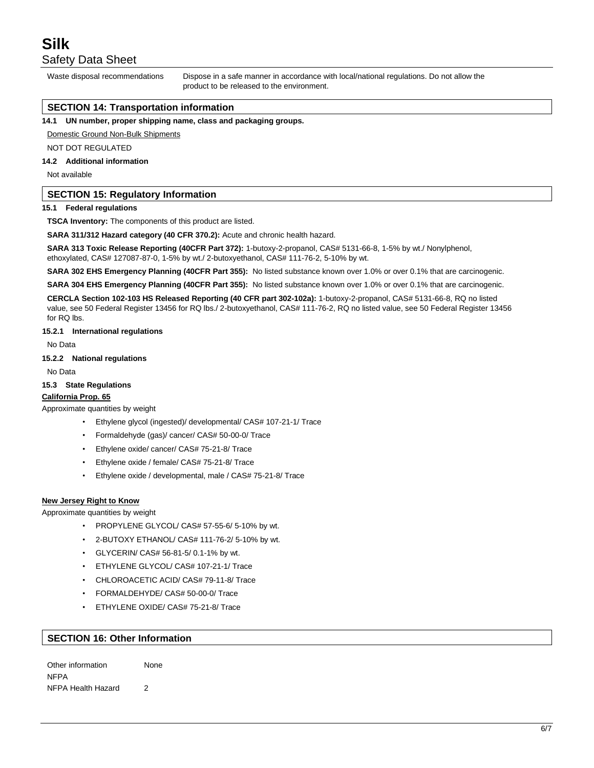| Waste disposal recommendations | Dispose in a safe manner in accordance with local/national regulations. Do not allow the product to be released to the environment. |
|---|---|

## SECTION 14: Transportation information

**14.1 UN number, proper shipping name, class and packaging groups.**

Domestic Ground Non-Bulk Shipments

NOT DOT REGULATED

**14.2 Additional information**

Not available

## SECTION 15: Regulatory Information

**15.1 Federal regulations**

**TSCA Inventory:** The components of this product are listed.

**SARA 311/312 Hazard category (40 CFR 370.2):** Acute and chronic health hazard.

**SARA 313 Toxic Release Reporting (40CFR Part 372):** 1-butoxy-2-propanol, CAS# 5131-66-8, 1-5% by wt./ Nonylphenol, ethoxylated, CAS# 127087-87-0, 1-5% by wt./ 2-butoxyethanol, CAS# 111-76-2, 5-10% by wt.

**SARA 302 EHS Emergency Planning (40CFR Part 355):** No listed substance known over 1.0% or over 0.1% that are carcinogenic.

**SARA 304 EHS Emergency Planning (40CFR Part 355):** No listed substance known over 1.0% or over 0.1% that are carcinogenic.

**CERCLA Section 102-103 HS Released Reporting (40 CFR part 302-102a):** 1-butoxy-2-propanol, CAS# 5131-66-8, RQ no listed value, see 50 Federal Register 13456 for RQ lbs./ 2-butoxyethanol, CAS# 111-76-2, RQ no listed value, see 50 Federal Register 13456 for RQ lbs.

**15.2.1 International regulations**

No Data

**15.2.2 National regulations**

No Data

**15.3 State Regulations**

**California Prop. 65**

Approximate quantities by weight

- Ethylene glycol (ingested)/ developmental/ CAS# 107-21-1/ Trace
- Formaldehyde (gas)/ cancer/ CAS# 50-00-0/ Trace
- Ethylene oxide/ cancer/ CAS# 75-21-8/ Trace
- Ethylene oxide / female/ CAS# 75-21-8/ Trace
- Ethylene oxide / developmental, male / CAS# 75-21-8/ Trace

**New Jersey Right to Know**

Approximate quantities by weight

- PROPYLENE GLYCOL/ CAS# 57-55-6/ 5-10% by wt.
- 2-BUTOXY ETHANOL/ CAS# 111-76-2/ 5-10% by wt.
- GLYCERIN/ CAS# 56-81-5/ 0.1-1% by wt.
- ETHYLENE GLYCOL/ CAS# 107-21-1/ Trace
- CHLOROACETIC ACID/ CAS# 79-11-8/ Trace
- FORMALDEHYDE/ CAS# 50-00-0/ Trace
- ETHYLENE OXIDE/ CAS# 75-21-8/ Trace

## SECTION 16: Other Information

| Other information | None |
|---|---|
| NFPA | |
| NFPA Health Hazard | 2 |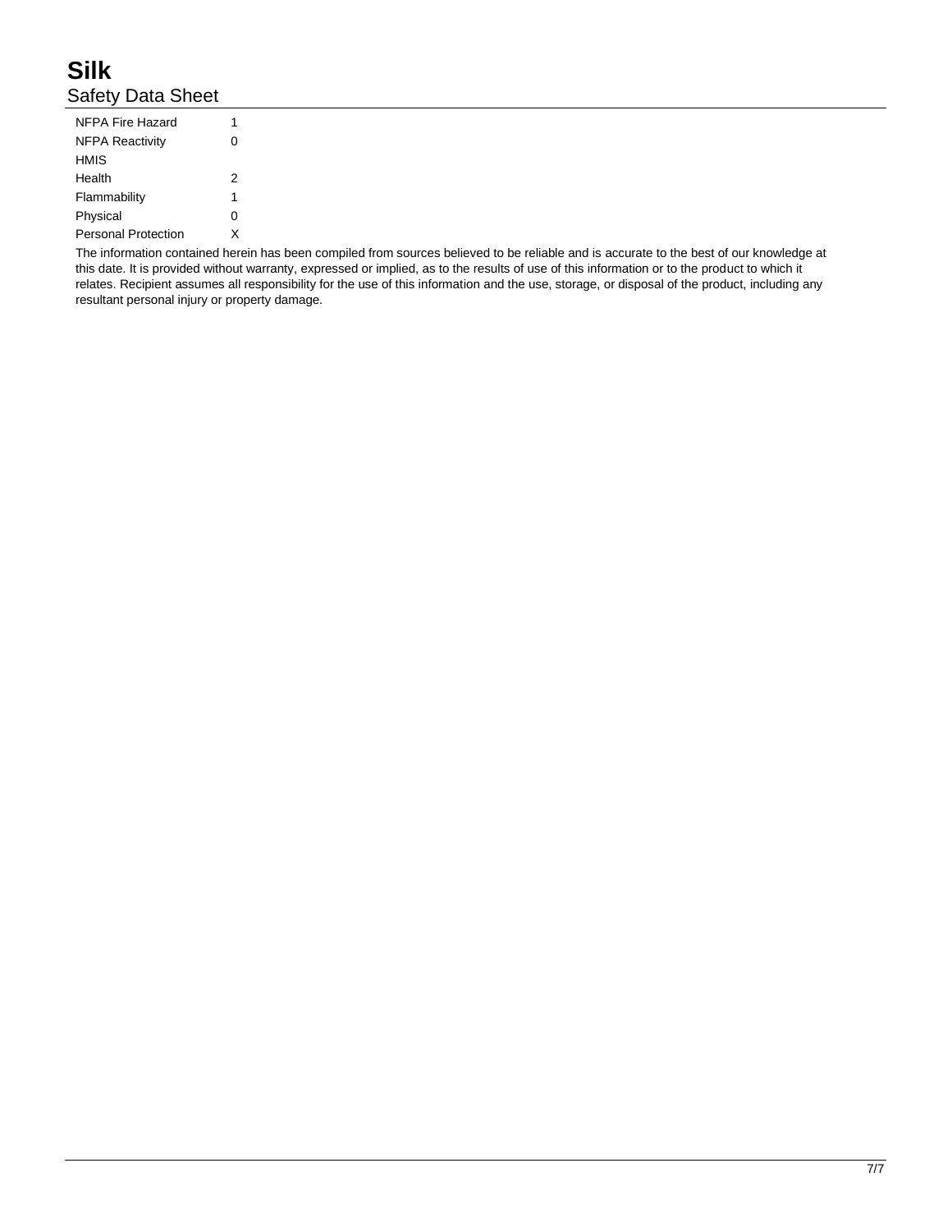| | |
|---|---|
| NFPA Fire Hazard | 1 |
| NFPA Reactivity | 0 |
| HMIS | |
| Health | 2 |
| Flammability | 1 |
| Physical | 0 |
| Personal Protection | X |

The information contained herein has been compiled from sources believed to be reliable and is accurate to the best of our knowledge at this date. It is provided without warranty, expressed or implied, as to the results of use of this information or to the product to which it relates. Recipient assumes all responsibility for the use of this information and the use, storage, or disposal of the product, including any resultant personal injury or property damage.